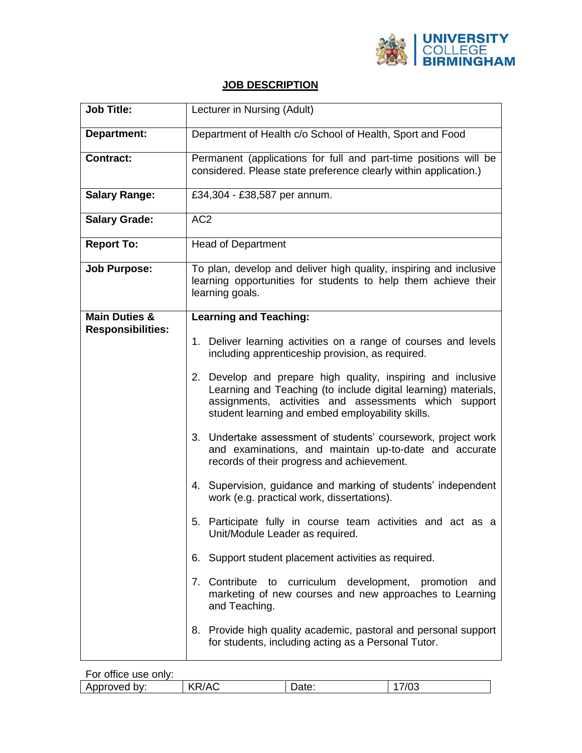UNIVERSITY COLLEGE BIRMINGHAM

# JOB DESCRIPTION

| | |
|---|---|
| **Job Title:** | Lecturer in Nursing (Adult) |
| **Department:** | Department of Health c/o School of Health, Sport and Food |
| **Contract:** | Permanent (applications for full and part-time positions will be considered. Please state preference clearly within application.) |
| **Salary Range:** | £34,304 - £38,587 per annum. |
| **Salary Grade:** | AC2 |
| **Report To:** | Head of Department |
| **Job Purpose:** | To plan, develop and deliver high quality, inspiring and inclusive learning opportunities for students to help them achieve their learning goals. |
| **Main Duties & Responsibilities:** | **Learning and Teaching:**<br><br>1. Deliver learning activities on a range of courses and levels including apprenticeship provision, as required.<br><br>2. Develop and prepare high quality, inspiring and inclusive Learning and Teaching (to include digital learning) materials, assignments, activities and assessments which support student learning and embed employability skills.<br><br>3. Undertake assessment of students' coursework, project work and examinations, and maintain up-to-date and accurate records of their progress and achievement.<br><br>4. Supervision, guidance and marking of students' independent work (e.g. practical work, dissertations).<br><br>5. Participate fully in course team activities and act as a Unit/Module Leader as required.<br><br>6. Support student placement activities as required.<br><br>7. Contribute to curriculum development, promotion and marketing of new courses and new approaches to Learning and Teaching.<br><br>8. Provide high quality academic, pastoral and personal support for students, including acting as a Personal Tutor. |

For office use only:

| Approved by: | KR/AC | Date: | 17/03 |
|---|---|---|---|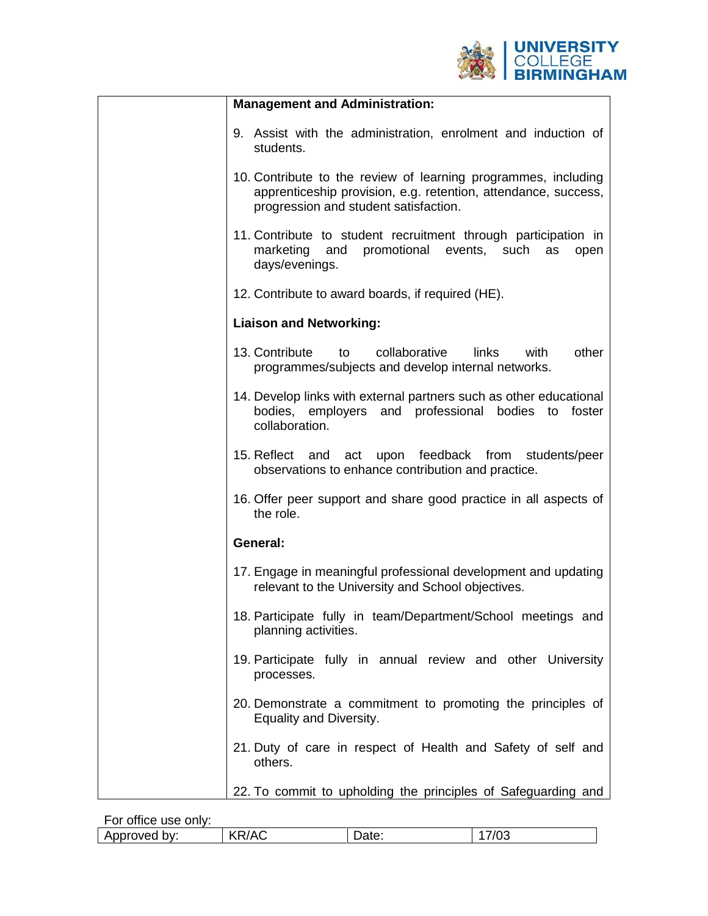**Management and Administration:**

9. Assist with the administration, enrolment and induction of students.

10. Contribute to the review of learning programmes, including apprenticeship provision, e.g. retention, attendance, success, progression and student satisfaction.

11. Contribute to student recruitment through participation in marketing and promotional events, such as open days/evenings.

12. Contribute to award boards, if required (HE).

**Liaison and Networking:**

13. Contribute to collaborative links with other programmes/subjects and develop internal networks.

14. Develop links with external partners such as other educational bodies, employers and professional bodies to foster collaboration.

15. Reflect and act upon feedback from students/peer observations to enhance contribution and practice.

16. Offer peer support and share good practice in all aspects of the role.

**General:**

17. Engage in meaningful professional development and updating relevant to the University and School objectives.

18. Participate fully in team/Department/School meetings and planning activities.

19. Participate fully in annual review and other University processes.

20. Demonstrate a commitment to promoting the principles of Equality and Diversity.

21. Duty of care in respect of Health and Safety of self and others.

22. To commit to upholding the principles of Safeguarding and

For office use only:

| Approved by: | KR/AC | Date: | 17/03 |
|---|---|---|---|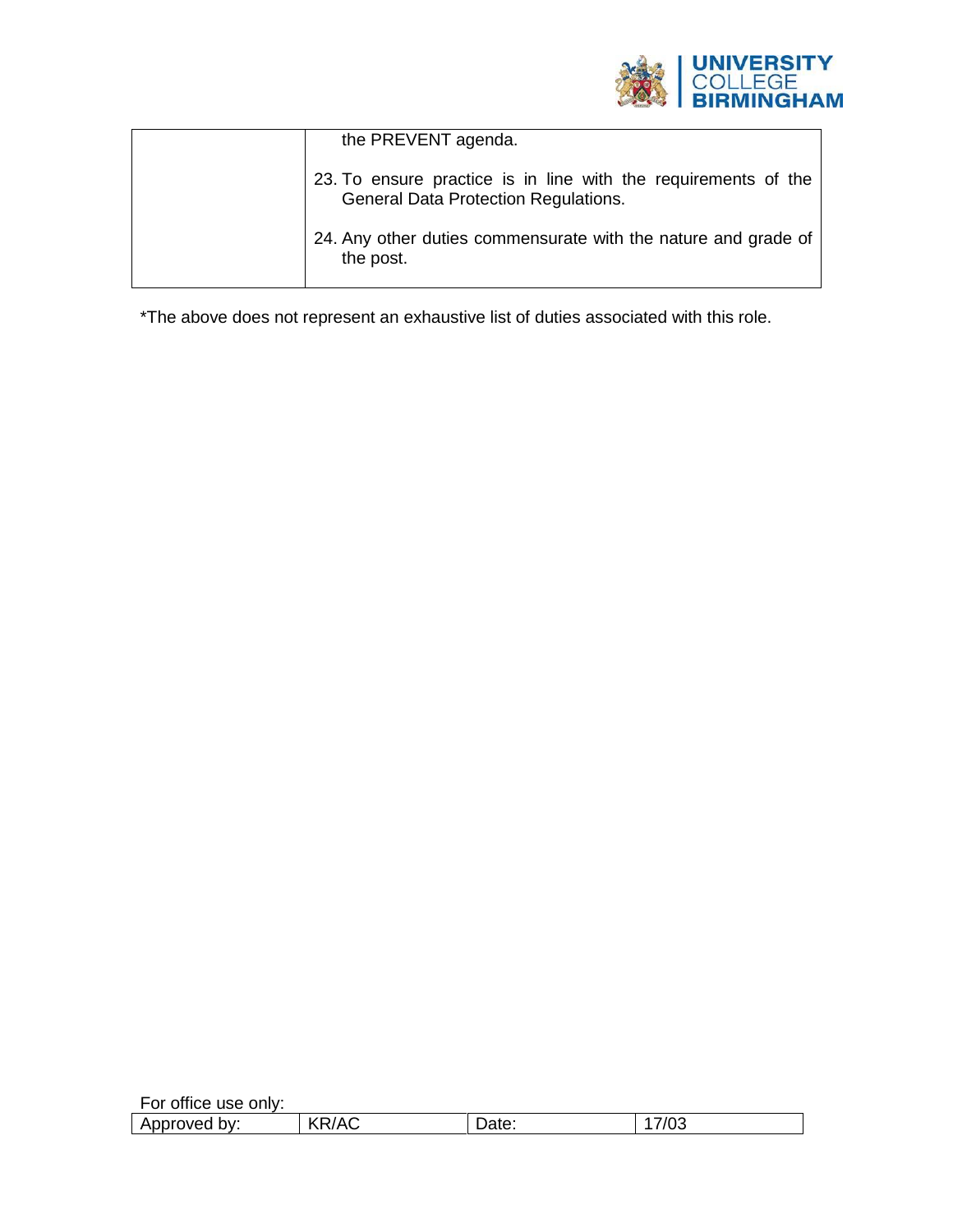| | |
|---|---|
| | the PREVENT agenda.<br><br>23. To ensure practice is in line with the requirements of the General Data Protection Regulations.<br><br>24. Any other duties commensurate with the nature and grade of the post. |

*The above does not represent an exhaustive list of duties associated with this role.

For office use only:

| Approved by: | KR/AC | Date: | 17/03 |
|---|---|---|---|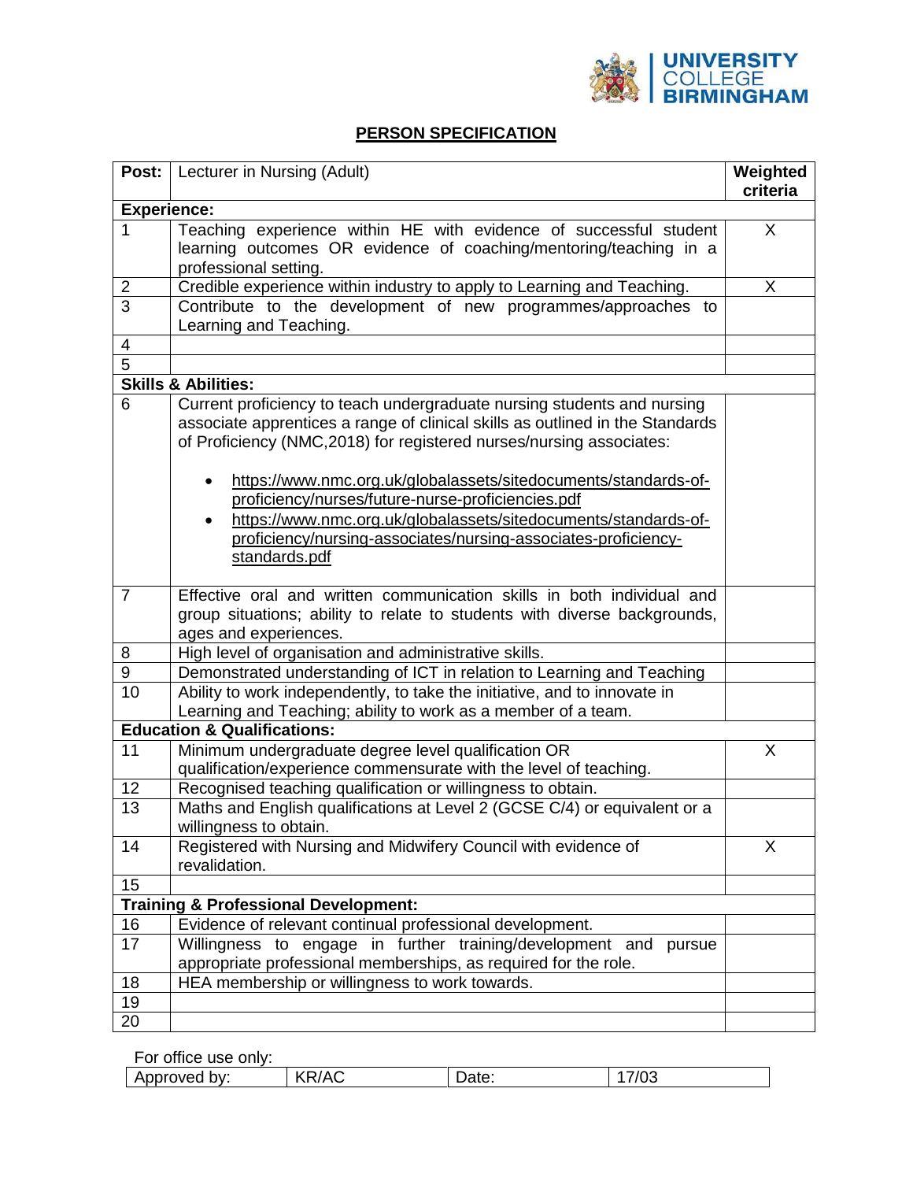# PERSON SPECIFICATION

| Post: | Lecturer in Nursing (Adult) | Weighted criteria |
|---|---|---|
| **Experience:** | | |
| 1 | Teaching experience within HE with evidence of successful student learning outcomes OR evidence of coaching/mentoring/teaching in a professional setting. | X |
| 2 | Credible experience within industry to apply to Learning and Teaching. | X |
| 3 | Contribute to the development of new programmes/approaches to Learning and Teaching. | |
| 4 | | |
| 5 | | |
| **Skills & Abilities:** | | |
| 6 | Current proficiency to teach undergraduate nursing students and nursing associate apprentices a range of clinical skills as outlined in the Standards of Proficiency (NMC,2018) for registered nurses/nursing associates: <br> • https://www.nmc.org.uk/globalassets/sitedocuments/standards-of-proficiency/nurses/future-nurse-proficiencies.pdf <br> • https://www.nmc.org.uk/globalassets/sitedocuments/standards-of-proficiency/nursing-associates/nursing-associates-proficiency-standards.pdf | |
| 7 | Effective oral and written communication skills in both individual and group situations; ability to relate to students with diverse backgrounds, ages and experiences. | |
| 8 | High level of organisation and administrative skills. | |
| 9 | Demonstrated understanding of ICT in relation to Learning and Teaching | |
| 10 | Ability to work independently, to take the initiative, and to innovate in Learning and Teaching; ability to work as a member of a team. | |
| **Education & Qualifications:** | | |
| 11 | Minimum undergraduate degree level qualification OR qualification/experience commensurate with the level of teaching. | X |
| 12 | Recognised teaching qualification or willingness to obtain. | |
| 13 | Maths and English qualifications at Level 2 (GCSE C/4) or equivalent or a willingness to obtain. | |
| 14 | Registered with Nursing and Midwifery Council with evidence of revalidation. | X |
| 15 | | |
| **Training & Professional Development:** | | |
| 16 | Evidence of relevant continual professional development. | |
| 17 | Willingness to engage in further training/development and pursue appropriate professional memberships, as required for the role. | |
| 18 | HEA membership or willingness to work towards. | |
| 19 | | |
| 20 | | |

For office use only:

| Approved by: | KR/AC | Date: | 17/03 |
|---|---|---|---|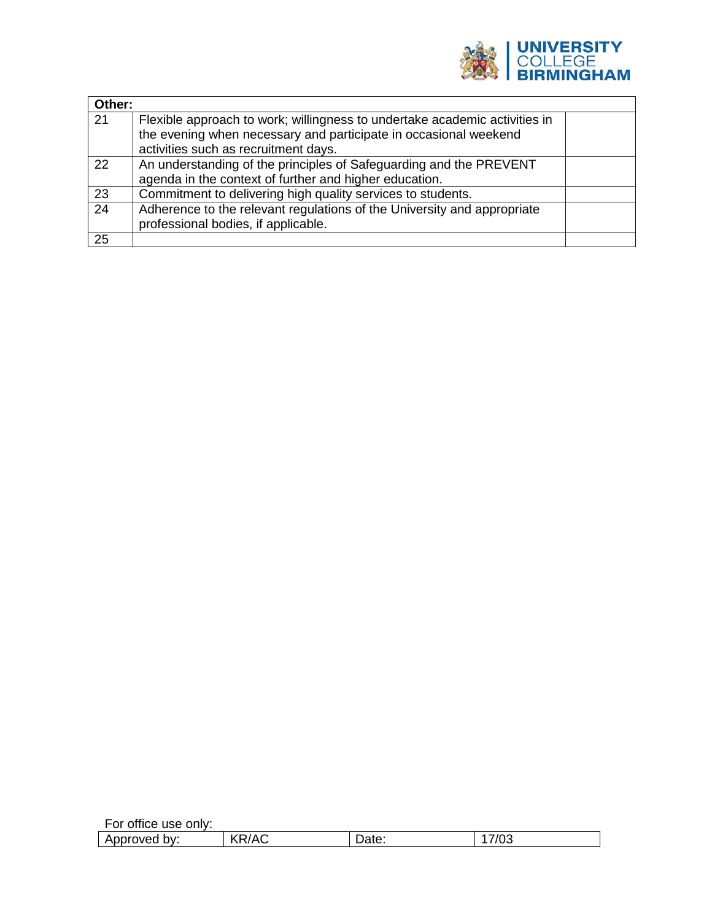| Other: | | |
|---|---|---|
| 21 | Flexible approach to work; willingness to undertake academic activities in the evening when necessary and participate in occasional weekend activities such as recruitment days. | |
| 22 | An understanding of the principles of Safeguarding and the PREVENT agenda in the context of further and higher education. | |
| 23 | Commitment to delivering high quality services to students. | |
| 24 | Adherence to the relevant regulations of the University and appropriate professional bodies, if applicable. | |
| 25 | | |

For office use only:

| | | | |
|---|---|---|---|
| Approved by: | KR/AC | Date: | 17/03 |